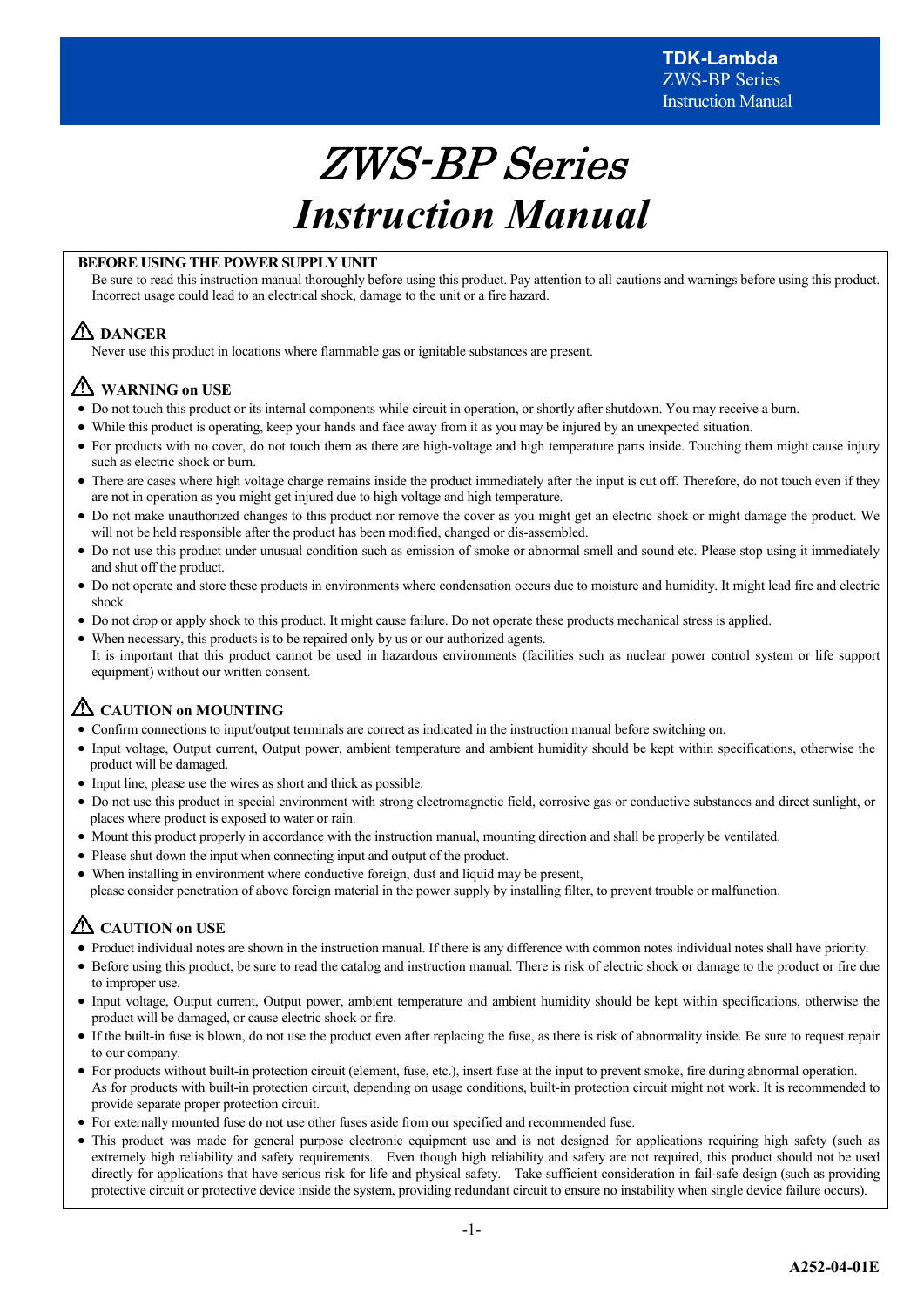# ZWS-BP Series Instruction Manual

**BEFORE USING THE POWER SUPPLY UNIT**

Be sure to read this instruction manual thoroughly before using this product. Pay attention to all cautions and warnings before using this product. Incorrect usage could lead to an electrical shock, damage to the unit or a fire hazard.

### ⚠ DANGER

Never use this product in locations where flammable gas or ignitable substances are present.

### ⚠ WARNING on USE

- Do not touch this product or its internal components while circuit in operation, or shortly after shutdown. You may receive a burn.
- While this product is operating, keep your hands and face away from it as you may be injured by an unexpected situation.
- For products with no cover, do not touch them as there are high-voltage and high temperature parts inside. Touching them might cause injury such as electric shock or burn.
- There are cases where high voltage charge remains inside the product immediately after the input is cut off. Therefore, do not touch even if they are not in operation as you might get injured due to high voltage and high temperature.
- Do not make unauthorized changes to this product nor remove the cover as you might get an electric shock or might damage the product. We will not be held responsible after the product has been modified, changed or dis-assembled.
- Do not use this product under unusual condition such as emission of smoke or abnormal smell and sound etc. Please stop using it immediately and shut off the product.
- Do not operate and store these products in environments where condensation occurs due to moisture and humidity. It might lead fire and electric shock.
- Do not drop or apply shock to this product. It might cause failure. Do not operate these products mechanical stress is applied.
- When necessary, this products is to be repaired only by us or our authorized agents.
  It is important that this product cannot be used in hazardous environments (facilities such as nuclear power control system or life support equipment) without our written consent.

### ⚠ CAUTION on MOUNTING

- Confirm connections to input/output terminals are correct as indicated in the instruction manual before switching on.
- Input voltage, Output current, Output power, ambient temperature and ambient humidity should be kept within specifications, otherwise the product will be damaged.
- Input line, please use the wires as short and thick as possible.
- Do not use this product in special environment with strong electromagnetic field, corrosive gas or conductive substances and direct sunlight, or places where product is exposed to water or rain.
- Mount this product properly in accordance with the instruction manual, mounting direction and shall be properly be ventilated.
- Please shut down the input when connecting input and output of the product.
- When installing in environment where conductive foreign, dust and liquid may be present,
  please consider penetration of above foreign material in the power supply by installing filter, to prevent trouble or malfunction.

### ⚠ CAUTION on USE

- Product individual notes are shown in the instruction manual. If there is any difference with common notes individual notes shall have priority.
- Before using this product, be sure to read the catalog and instruction manual. There is risk of electric shock or damage to the product or fire due to improper use.
- Input voltage, Output current, Output power, ambient temperature and ambient humidity should be kept within specifications, otherwise the product will be damaged, or cause electric shock or fire.
- If the built-in fuse is blown, do not use the product even after replacing the fuse, as there is risk of abnormality inside. Be sure to request repair to our company.
- For products without built-in protection circuit (element, fuse, etc.), insert fuse at the input to prevent smoke, fire during abnormal operation.
  As for products with built-in protection circuit, depending on usage conditions, built-in protection circuit might not work. It is recommended to provide separate proper protection circuit.
- For externally mounted fuse do not use other fuses aside from our specified and recommended fuse.
- This product was made for general purpose electronic equipment use and is not designed for applications requiring high safety (such as extremely high reliability and safety requirements. Even though high reliability and safety are not required, this product should not be used directly for applications that have serious risk for life and physical safety. Take sufficient consideration in fail-safe design (such as providing protective circuit or protective device inside the system, providing redundant circuit to ensure no instability when single device failure occurs).

A252-04-01E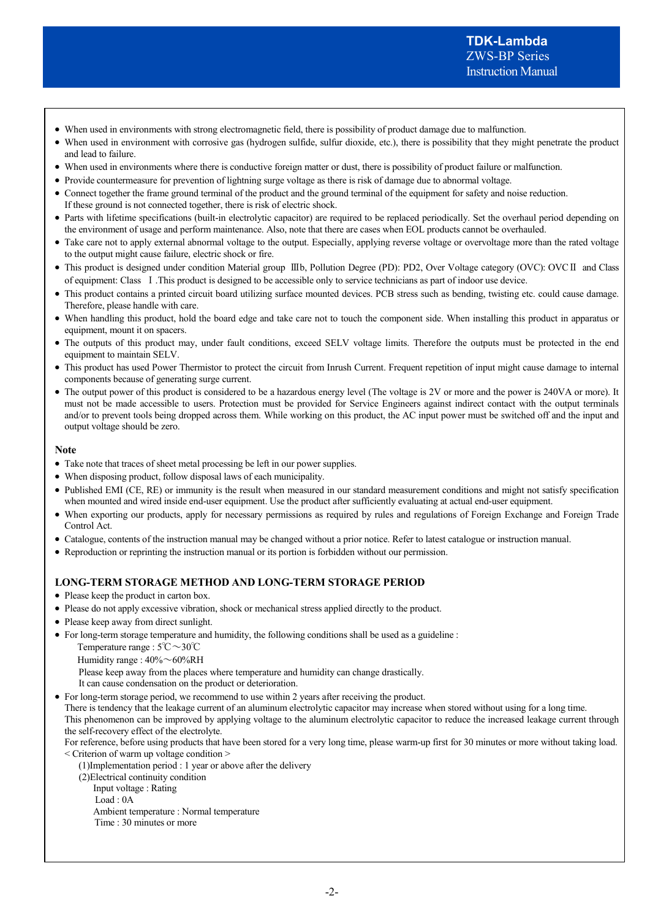- When used in environments with strong electromagnetic field, there is possibility of product damage due to malfunction.
- When used in environment with corrosive gas (hydrogen sulfide, sulfur dioxide, etc.), there is possibility that they might penetrate the product and lead to failure.
- When used in environments where there is conductive foreign matter or dust, there is possibility of product failure or malfunction.
- Provide countermeasure for prevention of lightning surge voltage as there is risk of damage due to abnormal voltage.
- Connect together the frame ground terminal of the product and the ground terminal of the equipment for safety and noise reduction. If these ground is not connected together, there is risk of electric shock.
- Parts with lifetime specifications (built-in electrolytic capacitor) are required to be replaced periodically. Set the overhaul period depending on the environment of usage and perform maintenance. Also, note that there are cases when EOL products cannot be overhauled.
- Take care not to apply external abnormal voltage to the output. Especially, applying reverse voltage or overvoltage more than the rated voltage to the output might cause failure, electric shock or fire.
- This product is designed under condition Material group Ⅲb, Pollution Degree (PD): PD2, Over Voltage category (OVC): OVCⅡ and Class of equipment: Class Ⅰ.This product is designed to be accessible only to service technicians as part of indoor use device.
- This product contains a printed circuit board utilizing surface mounted devices. PCB stress such as bending, twisting etc. could cause damage. Therefore, please handle with care.
- When handling this product, hold the board edge and take care not to touch the component side. When installing this product in apparatus or equipment, mount it on spacers.
- The outputs of this product may, under fault conditions, exceed SELV voltage limits. Therefore the outputs must be protected in the end equipment to maintain SELV.
- This product has used Power Thermistor to protect the circuit from Inrush Current. Frequent repetition of input might cause damage to internal components because of generating surge current.
- The output power of this product is considered to be a hazardous energy level (The voltage is 2V or more and the power is 240VA or more). It must not be made accessible to users. Protection must be provided for Service Engineers against indirect contact with the output terminals and/or to prevent tools being dropped across them. While working on this product, the AC input power must be switched off and the input and output voltage should be zero.

**Note**

- Take note that traces of sheet metal processing be left in our power supplies.
- When disposing product, follow disposal laws of each municipality.
- Published EMI (CE, RE) or immunity is the result when measured in our standard measurement conditions and might not satisfy specification when mounted and wired inside end-user equipment. Use the product after sufficiently evaluating at actual end-user equipment.
- When exporting our products, apply for necessary permissions as required by rules and regulations of Foreign Exchange and Foreign Trade Control Act.
- Catalogue, contents of the instruction manual may be changed without a prior notice. Refer to latest catalogue or instruction manual.
- Reproduction or reprinting the instruction manual or its portion is forbidden without our permission.

## LONG-TERM STORAGE METHOD AND LONG-TERM STORAGE PERIOD

- Please keep the product in carton box.
- Please do not apply excessive vibration, shock or mechanical stress applied directly to the product.
- Please keep away from direct sunlight.
- For long-term storage temperature and humidity, the following conditions shall be used as a guideline :

  Temperature range : 5℃～30℃

  Humidity range : 40%～60%RH

  Please keep away from the places where temperature and humidity can change drastically.
  It can cause condensation on the product or deterioration.
- For long-term storage period, we recommend to use within 2 years after receiving the product.
  There is tendency that the leakage current of an aluminum electrolytic capacitor may increase when stored without using for a long time.
  This phenomenon can be improved by applying voltage to the aluminum electrolytic capacitor to reduce the increased leakage current through the self-recovery effect of the electrolyte.
  For reference, before using products that have been stored for a very long time, please warm-up first for 30 minutes or more without taking load.
  < Criterion of warm up voltage condition >

  (1)Implementation period : 1 year or above after the delivery

  (2)Electrical continuity condition

  Input voltage : Rating

  Load : 0A

  Ambient temperature : Normal temperature

  Time : 30 minutes or more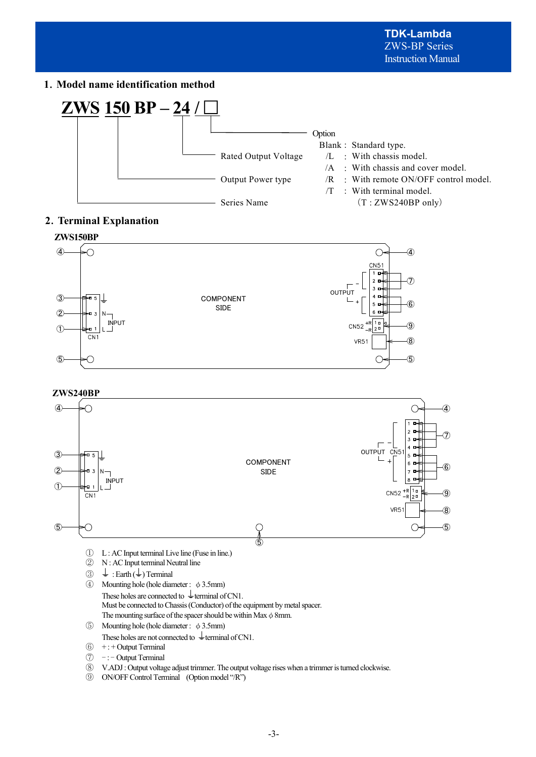## 1. Model name identification method

**ZWS 150 BP – 24 / □**

- ZWS: Series Name
- 150: Output Power type
- 24: Rated Output Voltage
- □: Option
  - Blank : Standard type.
  - /L : With chassis model.
  - /A : With chassis and cover model.
  - /R : With remote ON/OFF control model.
  - /T : With terminal model. (T : ZWS240BP only)

## 2. Terminal Explanation

**ZWS150BP**

COMPONENT SIDE

CN1 (1: L, 3: N – INPUT, 5: ⏚), OUTPUT CN51 (1–6, – / +), CN52 (1: +R, 2: –R), VR51

**ZWS240BP**

COMPONENT SIDE

CN1 (1: L, 3: N – INPUT, 5: ⏚), OUTPUT CN51 (1–8, – / +), CN52 (1: +R, 2: –R), VR51

① L : AC Input terminal Live line (Fuse in line.)

② N : AC Input terminal Neutral line

③ ⏚ : Earth (⏚) Terminal

④ Mounting hole (hole diameter : φ 3.5mm)
These holes are connected to ⏚ terminal of CN1.
Must be connected to Chassis (Conductor) of the equipment by metal spacer.
The mounting surface of the spacer should be within Max φ 8mm.

⑤ Mounting hole (hole diameter : φ 3.5mm)
These holes are not connected to ⏚ terminal of CN1.

⑥ + : + Output Terminal

⑦ – : – Output Terminal

⑧ V.ADJ : Output voltage adjust trimmer. The output voltage rises when a trimmer is turned clockwise.

⑨ ON/OFF Control Terminal (Option model "/R")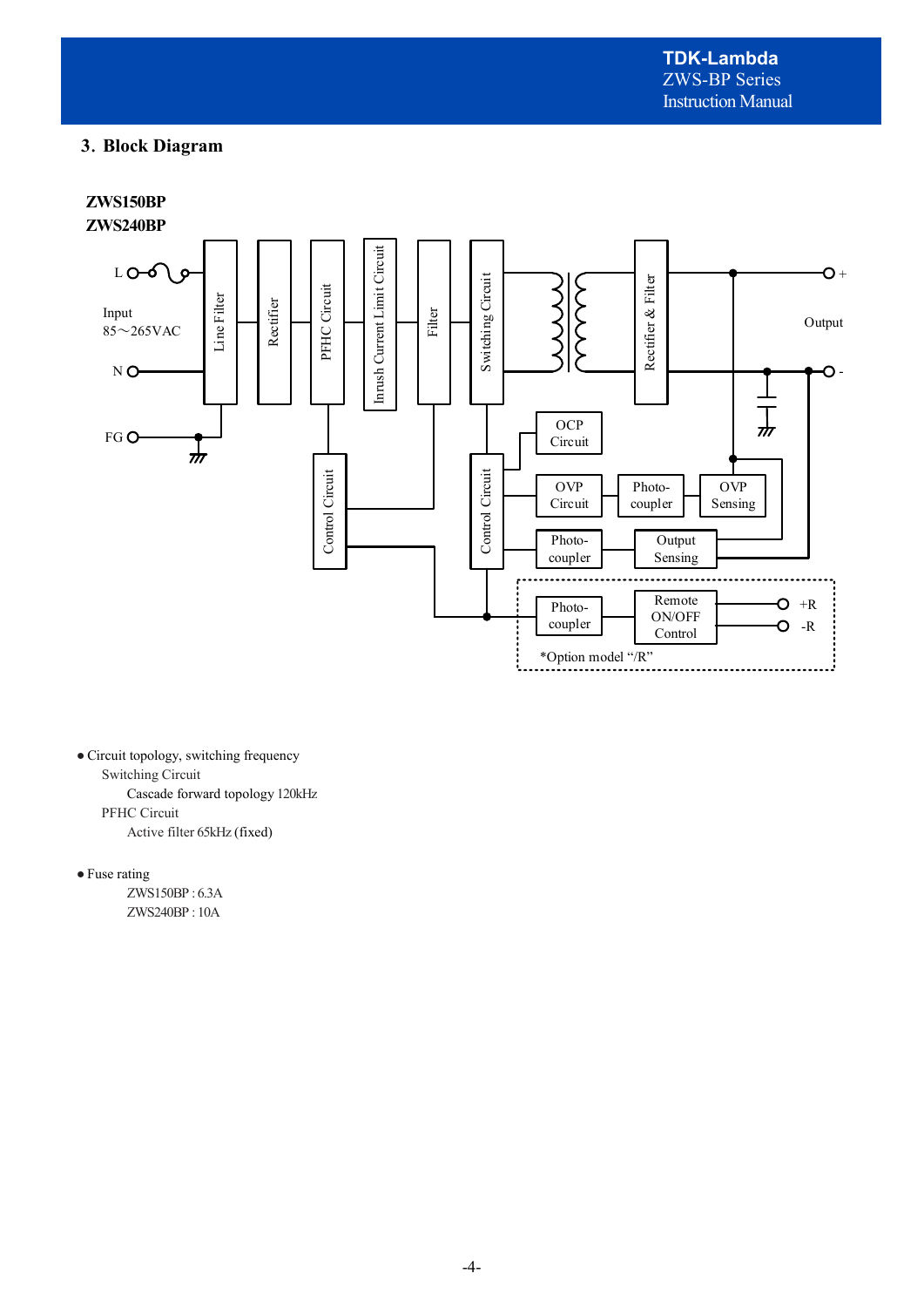## 3. Block Diagram

**ZWS150BP**
**ZWS240BP**

L
Input
85～265VAC
N
FG

Line Filter
Rectifier
PFHC Circuit
Inrush Current Limit Circuit
Filter
Switching Circuit
Rectifier & Filter

Output
+
-

Control Circuit
Control Circuit

OCP Circuit
OVP Circuit
Photo-coupler
OVP Sensing
Photo-coupler
Output Sensing
Photo-coupler
Remote ON/OFF Control
+R
-R
*Option model "/R"

- Circuit topology, switching frequency
  - Switching Circuit
    - Cascade forward topology 120kHz
  - PFHC Circuit
    - Active filter 65kHz (fixed)

- Fuse rating
  - ZWS150BP : 6.3A
  - ZWS240BP : 10A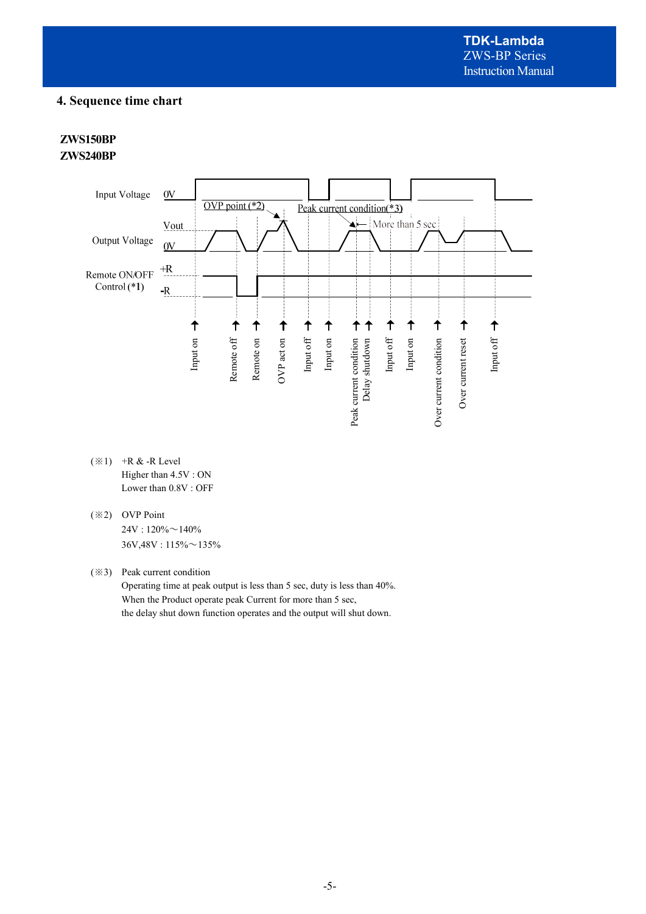## 4. Sequence time chart

**ZWS150BP**
**ZWS240BP**

Input Voltage 0V

OVP point (*2)

Peak current condition(*3)

More than 5 sec

Output Voltage Vout 0V

Remote ON/OFF Control (*1) +R -R

Input on, Remote off, Remote on, OVP act on, Input off, Input on, Peak current condition, Delay shutdown, Input off, Input on, Over current condition, Over current reset, Input off

(※1) +R & -R Level
Higher than 4.5V : ON
Lower than 0.8V : OFF

(※2) OVP Point
24V : 120%～140%
36V,48V : 115%～135%

(※3) Peak current condition
Operating time at peak output is less than 5 sec, duty is less than 40%.
When the Product operate peak Current for more than 5 sec,
the delay shut down function operates and the output will shut down.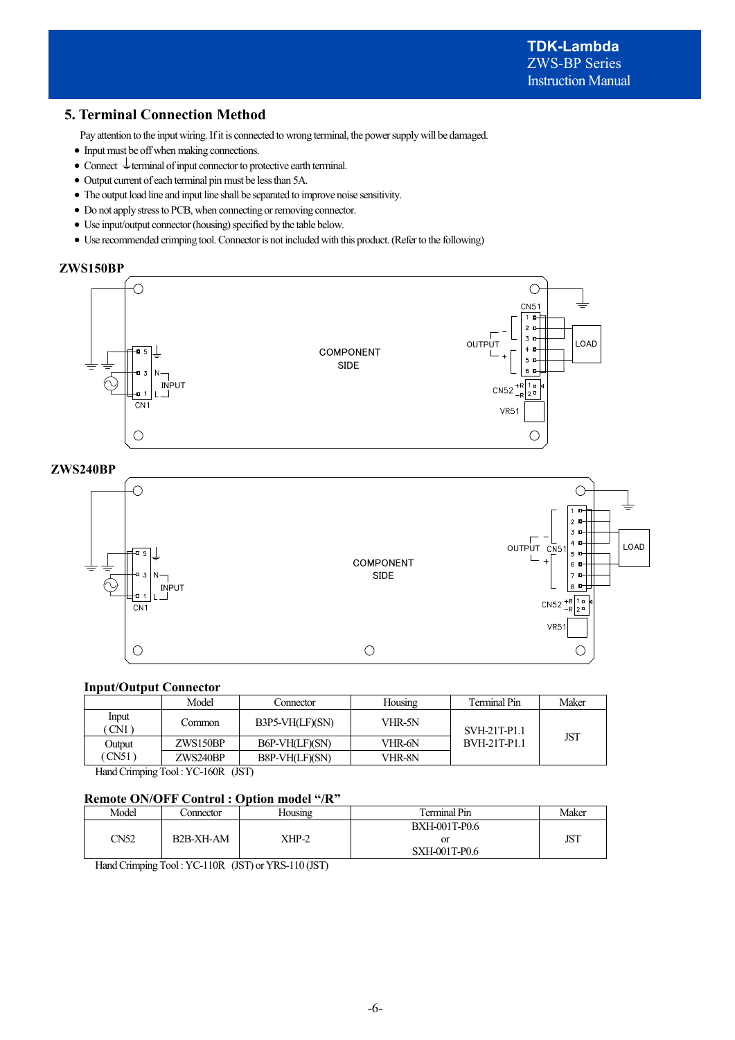## 5. Terminal Connection Method

Pay attention to the input wiring. If it is connected to wrong terminal, the power supply will be damaged.

- Input must be off when making connections.
- Connect ⏚ terminal of input connector to protective earth terminal.
- Output current of each terminal pin must be less than 5A.
- The output load line and input line shall be separated to improve noise sensitivity.
- Do not apply stress to PCB, when connecting or removing connector.
- Use input/output connector (housing) specified by the table below.
- Use recommended crimping tool. Connector is not included with this product. (Refer to the following)

### ZWS150BP

### ZWS240BP

### Input/Output Connector

| | Model | Connector | Housing | Terminal Pin | Maker |
|---|---|---|---|---|---|
| Input ( CN1 ) | Common | B3P5-VH(LF)(SN) | VHR-5N | SVH-21T-P1.1 BVH-21T-P1.1 | JST |
| Output ( CN51 ) | ZWS150BP | B6P-VH(LF)(SN) | VHR-6N | | |
| | ZWS240BP | B8P-VH(LF)(SN) | VHR-8N | | |

Hand Crimping Tool : YC-160R (JST)

### Remote ON/OFF Control : Option model "/R"

| Model | Connector | Housing | Terminal Pin | Maker |
|---|---|---|---|---|
| CN52 | B2B-XH-AM | XHP-2 | BXH-001T-P0.6 or SXH-001T-P0.6 | JST |

Hand Crimping Tool : YC-110R (JST) or YRS-110 (JST)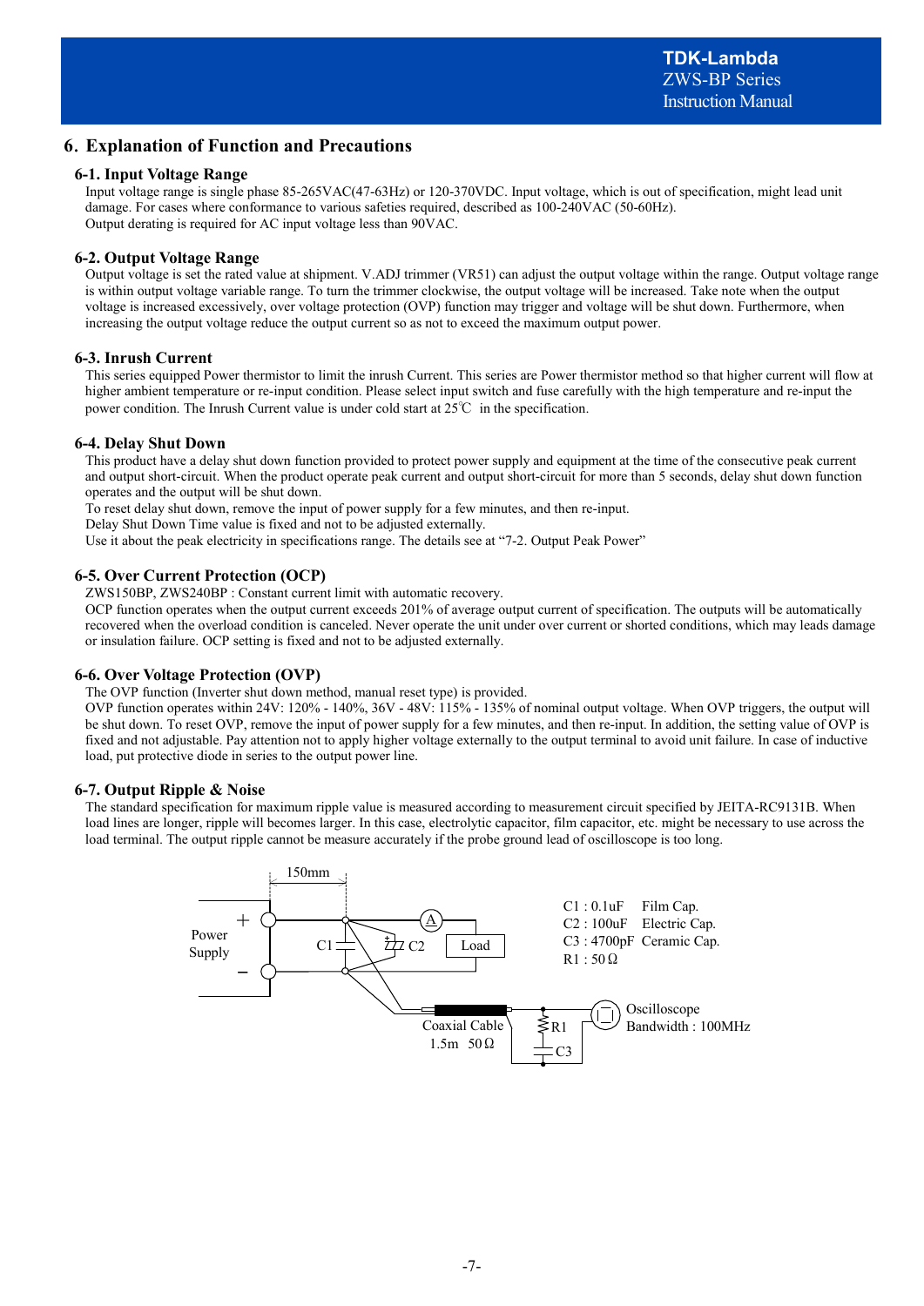## 6. Explanation of Function and Precautions

### 6-1. Input Voltage Range

Input voltage range is single phase 85-265VAC(47-63Hz) or 120-370VDC. Input voltage, which is out of specification, might lead unit damage. For cases where conformance to various safeties required, described as 100-240VAC (50-60Hz).
Output derating is required for AC input voltage less than 90VAC.

### 6-2. Output Voltage Range

Output voltage is set the rated value at shipment. V.ADJ trimmer (VR51) can adjust the output voltage within the range. Output voltage range is within output voltage variable range. To turn the trimmer clockwise, the output voltage will be increased. Take note when the output voltage is increased excessively, over voltage protection (OVP) function may trigger and voltage will be shut down. Furthermore, when increasing the output voltage reduce the output current so as not to exceed the maximum output power.

### 6-3. Inrush Current

This series equipped Power thermistor to limit the inrush Current. This series are Power thermistor method so that higher current will flow at higher ambient temperature or re-input condition. Please select input switch and fuse carefully with the high temperature and re-input the power condition. The Inrush Current value is under cold start at 25℃ in the specification.

### 6-4. Delay Shut Down

This product have a delay shut down function provided to protect power supply and equipment at the time of the consecutive peak current and output short-circuit. When the product operate peak current and output short-circuit for more than 5 seconds, delay shut down function operates and the output will be shut down.
To reset delay shut down, remove the input of power supply for a few minutes, and then re-input.
Delay Shut Down Time value is fixed and not to be adjusted externally.
Use it about the peak electricity in specifications range. The details see at "7-2. Output Peak Power"

### 6-5. Over Current Protection (OCP)

ZWS150BP, ZWS240BP : Constant current limit with automatic recovery.
OCP function operates when the output current exceeds 201% of average output current of specification. The outputs will be automatically recovered when the overload condition is canceled. Never operate the unit under over current or shorted conditions, which may leads damage or insulation failure. OCP setting is fixed and not to be adjusted externally.

### 6-6. Over Voltage Protection (OVP)

The OVP function (Inverter shut down method, manual reset type) is provided.
OVP function operates within 24V: 120% - 140%, 36V - 48V: 115% - 135% of nominal output voltage. When OVP triggers, the output will be shut down. To reset OVP, remove the input of power supply for a few minutes, and then re-input. In addition, the setting value of OVP is fixed and not adjustable. Pay attention not to apply higher voltage externally to the output terminal to avoid unit failure. In case of inductive load, put protective diode in series to the output power line.

### 6-7. Output Ripple & Noise

The standard specification for maximum ripple value is measured according to measurement circuit specified by JEITA-RC9131B. When load lines are longer, ripple will becomes larger. In this case, electrolytic capacitor, film capacitor, etc. might be necessary to use across the load terminal. The output ripple cannot be measure accurately if the probe ground lead of oscilloscope is too long.

150mm

Power Supply + −

C1 C2 A Load

Coaxial Cable 1.5m 50Ω

R1 C3

Oscilloscope Bandwidth : 100MHz

C1 : 0.1uF Film Cap.
C2 : 100uF Electric Cap.
C3 : 4700pF Ceramic Cap.
R1 : 50Ω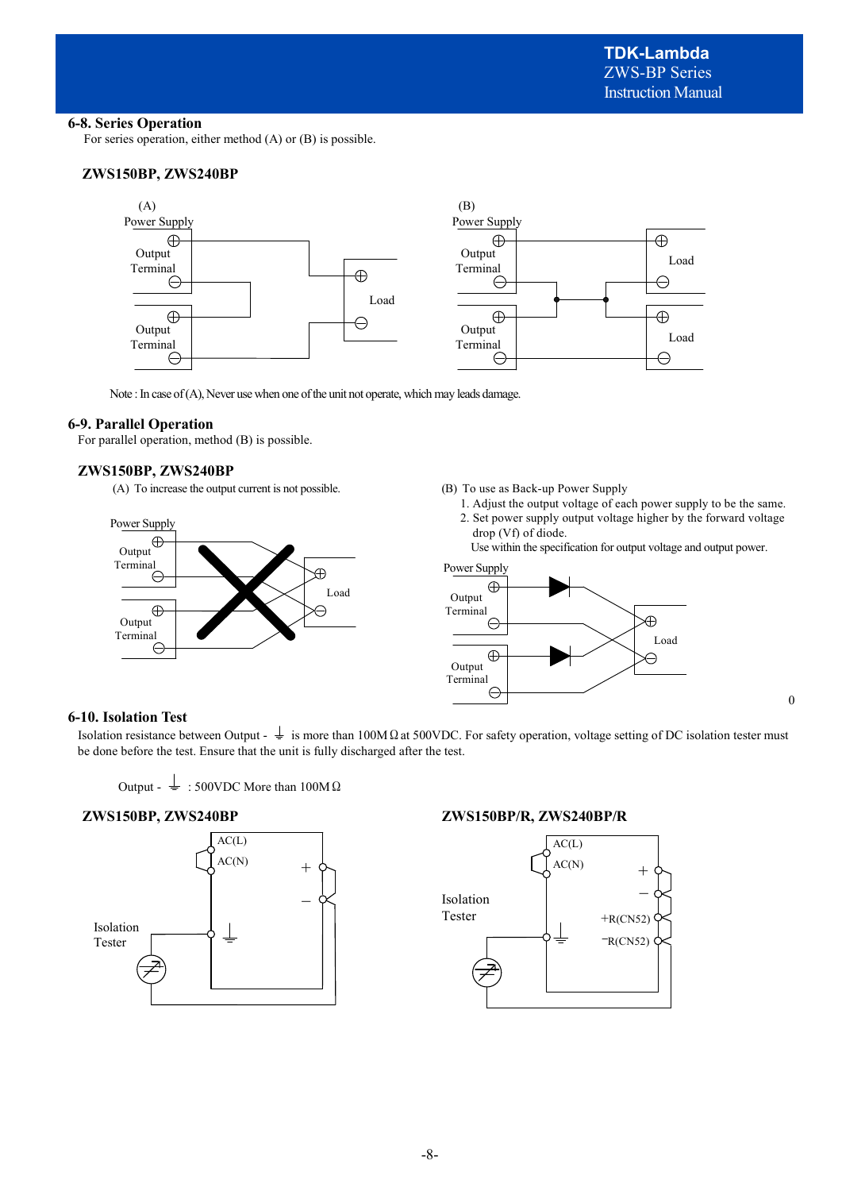## 6-8. Series Operation

For series operation, either method (A) or (B) is possible.

### ZWS150BP, ZWS240BP

(A) Power Supply — Output Terminal ⊕ ⊖, Output Terminal ⊕ ⊖, Load ⊕ ⊖

(B) Power Supply — Output Terminal ⊕ ⊖, Output Terminal ⊕ ⊖, Load ⊕ ⊖, Load ⊕ ⊖

Note : In case of (A), Never use when one of the unit not operate, which may leads damage.

## 6-9. Parallel Operation

For parallel operation, method (B) is possible.

### ZWS150BP, ZWS240BP

(A) To increase the output current is not possible.

Power Supply — Output Terminal ⊕ ⊖, Output Terminal ⊕ ⊖, Load ⊕ ⊖

(B) To use as Back-up Power Supply

1. Adjust the output voltage of each power supply to be the same.
2. Set power supply output voltage higher by the forward voltage drop (Vf) of diode.

Use within the specification for output voltage and output power.

Power Supply — Output Terminal ⊕ ⊖, Output Terminal ⊕ ⊖, Load ⊕ ⊖

## 6-10. Isolation Test

Isolation resistance between Output - ⏚ is more than 100MΩ at 500VDC. For safety operation, voltage setting of DC isolation tester must be done before the test. Ensure that the unit is fully discharged after the test.

Output - ⏚ : 500VDC More than 100MΩ

### ZWS150BP, ZWS240BP

AC(L), AC(N), +, −, Isolation Tester

### ZWS150BP/R, ZWS240BP/R

AC(L), AC(N), +, −, +R(CN52), −R(CN52), Isolation Tester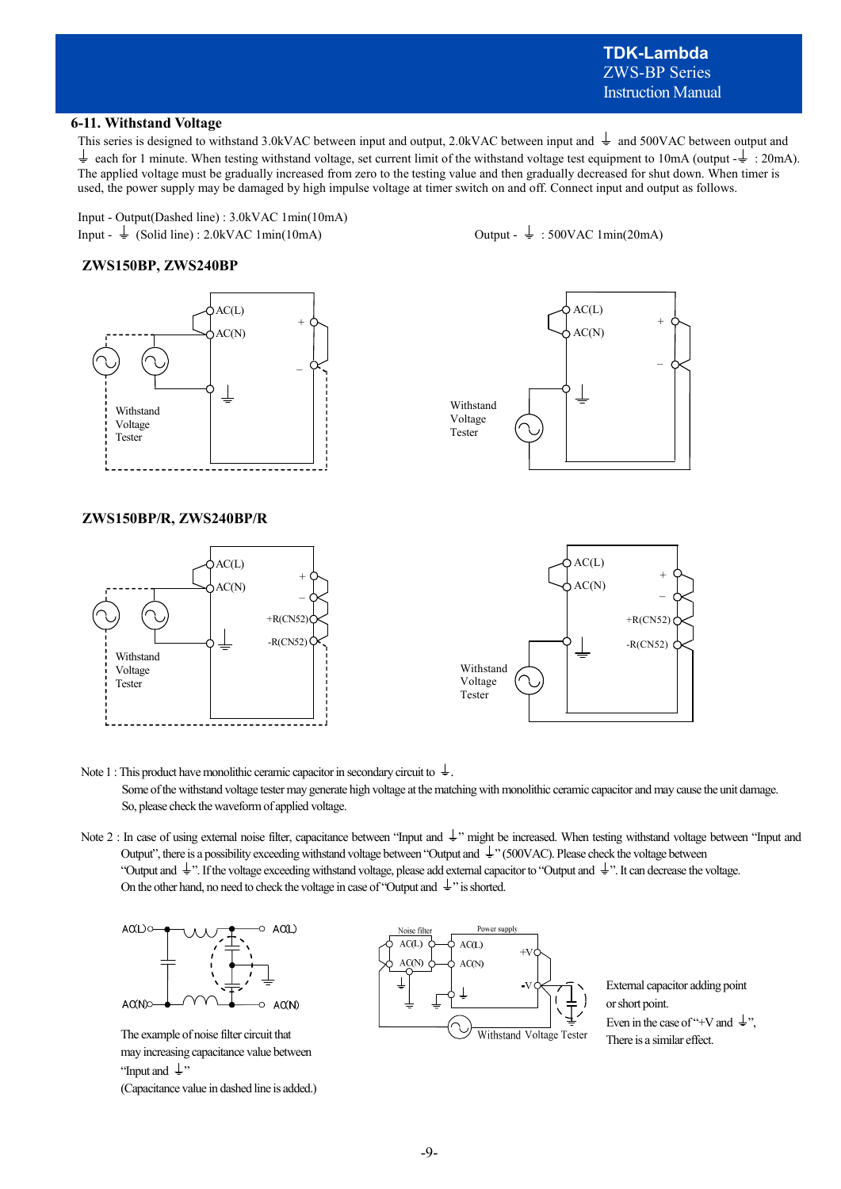## 6-11. Withstand Voltage

This series is designed to withstand 3.0kVAC between input and output, 2.0kVAC between input and ⏚ and 500VAC between output and ⏚ each for 1 minute. When testing withstand voltage, set current limit of the withstand voltage test equipment to 10mA (output - ⏚ : 20mA). The applied voltage must be gradually increased from zero to the testing value and then gradually decreased for shut down. When timer is used, the power supply may be damaged by high impulse voltage at timer switch on and off. Connect input and output as follows.

Input - Output(Dashed line) : 3.0kVAC 1min(10mA)
Input - ⏚ (Solid line) : 2.0kVAC 1min(10mA)
Output - ⏚ : 500VAC 1min(20mA)

### ZWS150BP, ZWS240BP

AC(L)
AC(N)
\+
–
Withstand Voltage Tester

### ZWS150BP/R, ZWS240BP/R

AC(L)
AC(N)
\+
–
+R(CN52)
-R(CN52)
Withstand Voltage Tester

Note 1 : This product have monolithic ceramic capacitor in secondary circuit to ⏚.
Some of the withstand voltage tester may generate high voltage at the matching with monolithic ceramic capacitor and may cause the unit damage.
So, please check the waveform of applied voltage.

Note 2 : In case of using external noise filter, capacitance between "Input and ⏚" might be increased. When testing withstand voltage between "Input and Output", there is a possibility exceeding withstand voltage between "Output and ⏚" (500VAC). Please check the voltage between "Output and ⏚". If the voltage exceeding withstand voltage, please add external capacitor to "Output and ⏚". It can decrease the voltage.
On the other hand, no need to check the voltage in case of "Output and ⏚" is shorted.

AC(L) AC(L) AC(N) AC(N)

The example of noise filter circuit that may increasing capacitance value between "Input and ⏚"
(Capacitance value in dashed line is added.)

Noise filter: AC(L) AC(N) — Power supply: AC(L) AC(N) +V -V — Withstand Voltage Tester

External capacitor adding point or short point.
Even in the case of "+V and ⏚", There is a similar effect.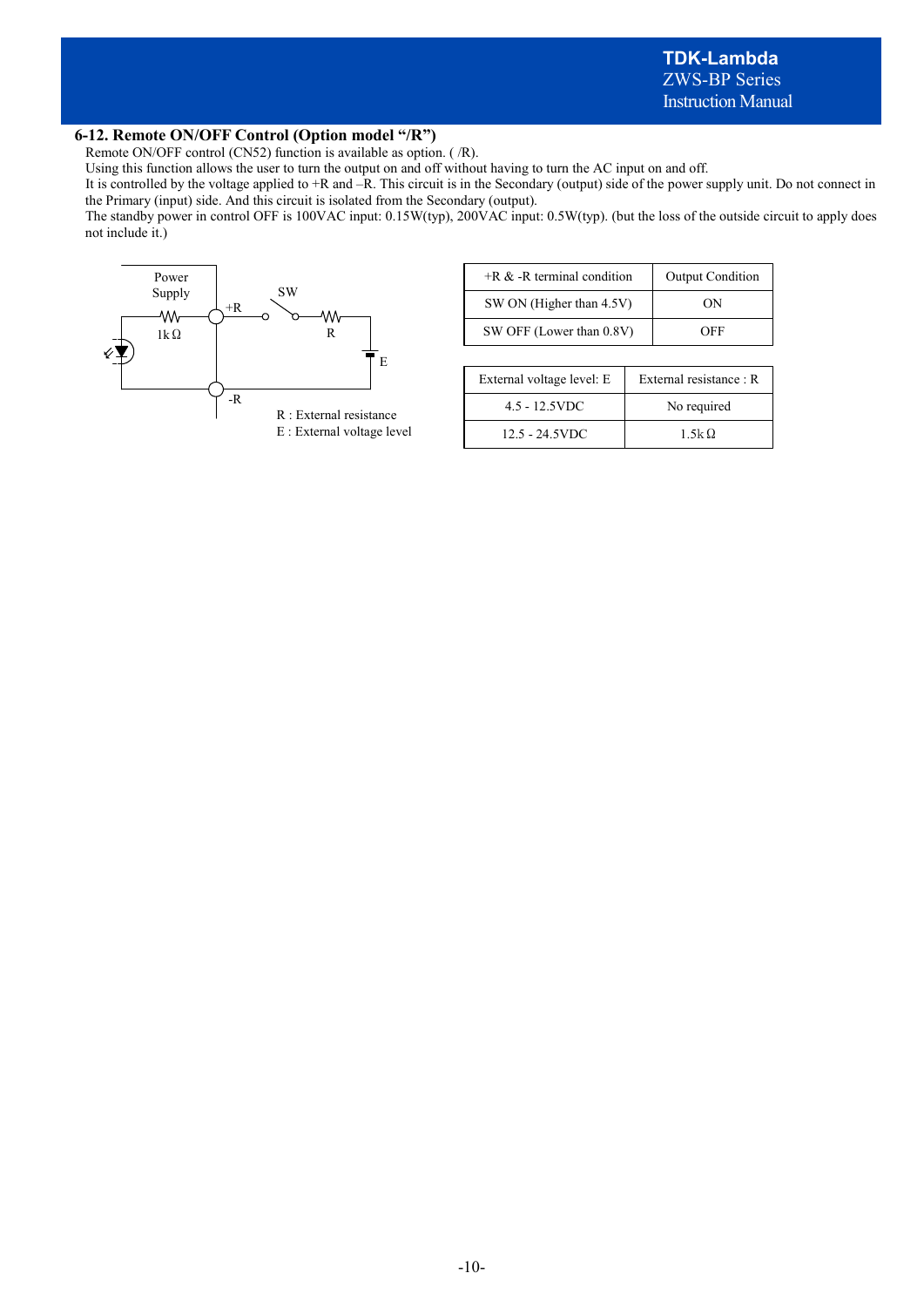## 6-12. Remote ON/OFF Control (Option model "/R")

Remote ON/OFF control (CN52) function is available as option. ( /R).
Using this function allows the user to turn the output on and off without having to turn the AC input on and off.
It is controlled by the voltage applied to +R and –R. This circuit is in the Secondary (output) side of the power supply unit. Do not connect in the Primary (input) side. And this circuit is isolated from the Secondary (output).
The standby power in control OFF is 100VAC input: 0.15W(typ), 200VAC input: 0.5W(typ). (but the loss of the outside circuit to apply does not include it.)

Power Supply, +R, -R, SW, 1kΩ, R, E

R : External resistance
E : External voltage level

| +R & -R terminal condition | Output Condition |
|---|---|
| SW ON (Higher than 4.5V) | ON |
| SW OFF (Lower than 0.8V) | OFF |

| External voltage level: E | External resistance : R |
|---|---|
| 4.5 - 12.5VDC | No required |
| 12.5 - 24.5VDC | 1.5kΩ |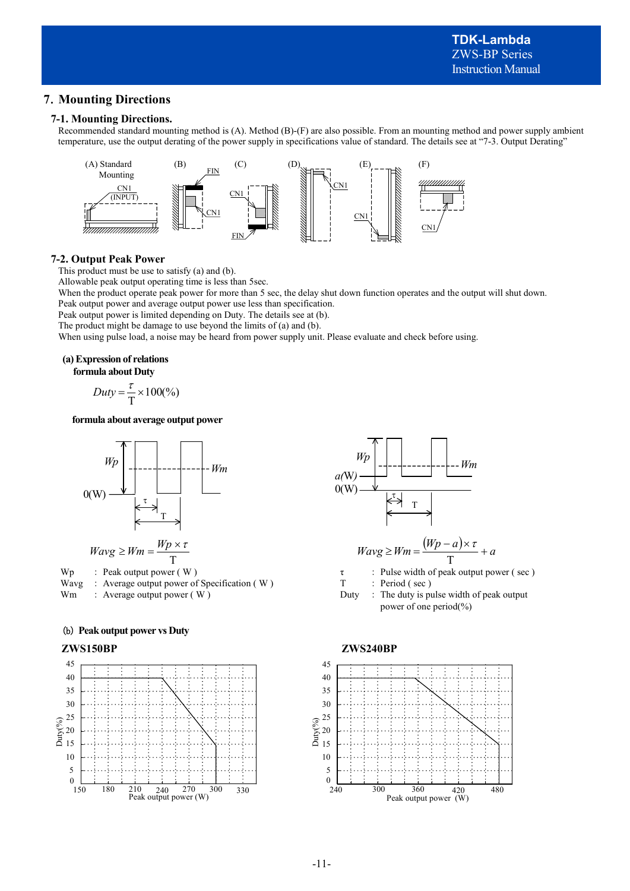## 7. Mounting Directions

### 7-1. Mounting Directions.

Recommended standard mounting method is (A). Method (B)-(F) are also possible. From an mounting method and power supply ambient temperature, use the output derating of the power supply in specifications value of standard. The details see at "7-3. Output Derating"

(A) Standard Mounting (B) (C) (D) (E) (F)

CN1 (INPUT) FIN CN1 CN1 FIN CN1 CN1 CN1

### 7-2. Output Peak Power

This product must be use to satisfy (a) and (b).
Allowable peak output operating time is less than 5sec.
When the product operate peak power for more than 5 sec, the delay shut down function operates and the output will shut down.
Peak output power and average output power use less than specification.
Peak output power is limited depending on Duty. The details see at (b).
The product might be damage to use beyond the limits of (a) and (b).
When using pulse load, a noise may be heard from power supply unit. Please evaluate and check before using.

**(a) Expression of relations**

**formula about Duty**

$$Duty = \frac{\tau}{T} \times 100(\%)$$

**formula about average output power**

$$Wavg \geq Wm = \frac{Wp \times \tau}{T}$$

$$Wavg \geq Wm = \frac{(Wp - a) \times \tau}{T} + a$$

Wp : Peak output power ( W )
Wavg : Average output power of Specification ( W )
Wm : Average output power ( W )
τ : Pulse width of peak output power ( sec )
T : Period ( sec )
Duty : The duty is pulse width of peak output power of one period(%)

**(b) Peak output power vs Duty**

**ZWS150BP**

**ZWS240BP**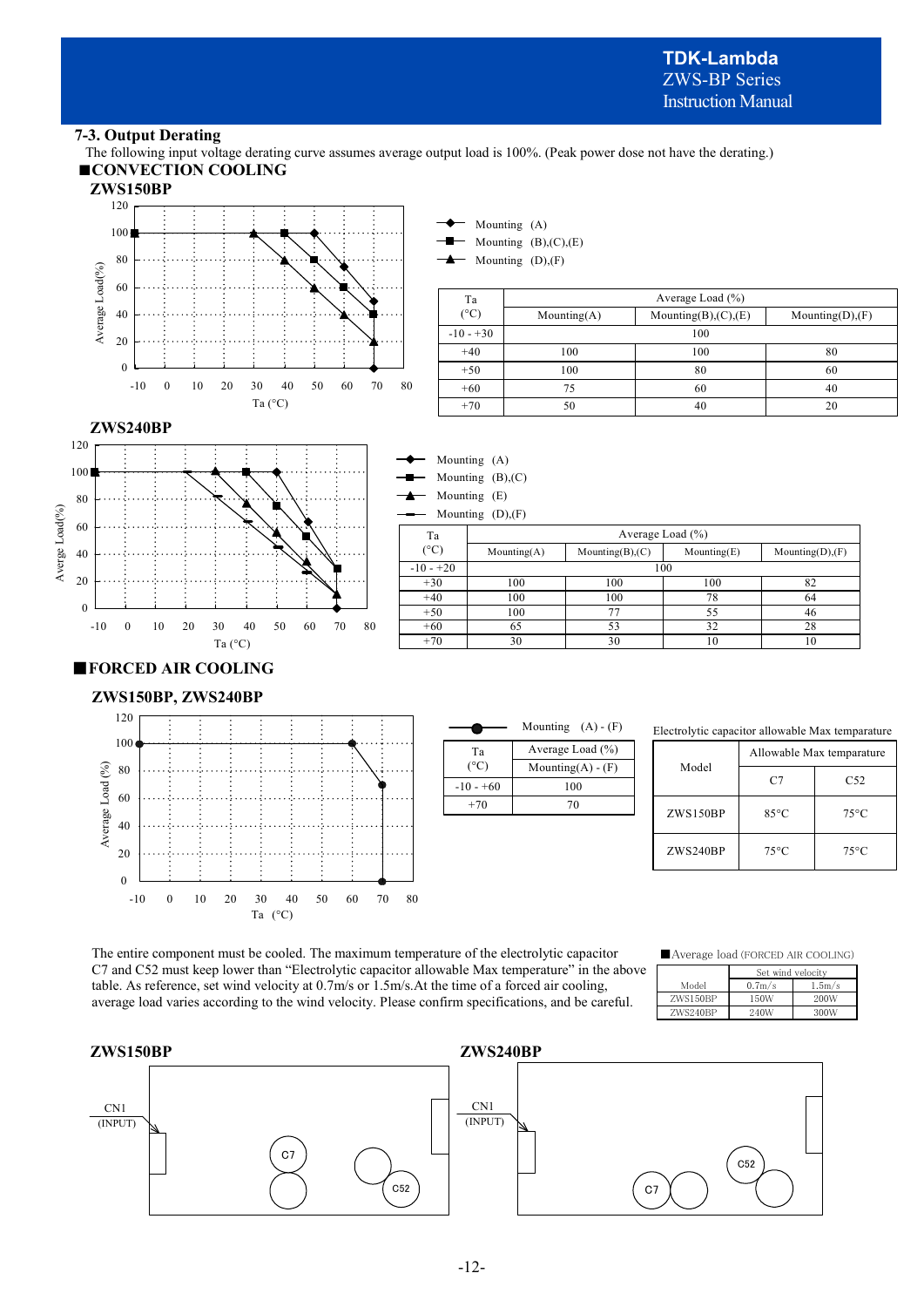## 7-3. Output Derating

The following input voltage derating curve assumes average output load is 100%. (Peak power dose not have the derating.)

### ■CONVECTION COOLING

**ZWS150BP**

| Ta (°C) | Average Load (%) Mounting(A) | Mounting(B),(C),(E) | Mounting(D),(F) |
|---|---|---|---|
| -10 - +30 | 100 | 100 | 100 |
| +40 | 100 | 100 | 80 |
| +50 | 100 | 80 | 60 |
| +60 | 75 | 60 | 40 |
| +70 | 50 | 40 | 20 |

**ZWS240BP**

| Ta (°C) | Average Load (%) Mounting(A) | Mounting(B),(C) | Mounting(E) | Mounting(D),(F) |
|---|---|---|---|---|
| -10 - +20 | 100 | 100 | 100 | 100 |
| +30 | 100 | 100 | 100 | 82 |
| +40 | 100 | 100 | 78 | 64 |
| +50 | 100 | 77 | 55 | 46 |
| +60 | 65 | 53 | 32 | 28 |
| +70 | 30 | 30 | 10 | 10 |

### ■FORCED AIR COOLING

**ZWS150BP, ZWS240BP**

| Ta (°C) | Average Load (%) Mounting(A) - (F) |
|---|---|
| -10 - +60 | 100 |
| +70 | 70 |

Electrolytic capacitor allowable Max temparature

| Model | Allowable Max temparature C7 | C52 |
|---|---|---|
| ZWS150BP | 85°C | 75°C |
| ZWS240BP | 75°C | 75°C |

The entire component must be cooled. The maximum temperature of the electrolytic capacitor C7 and C52 must keep lower than "Electrolytic capacitor allowable Max temperature" in the above table. As reference, set wind velocity at 0.7m/s or 1.5m/s.At the time of a forced air cooling, average load varies according to the wind velocity. Please confirm specifications, and be careful.

■Average load (FORCED AIR COOLING)

| Model | Set wind velocity 0.7m/s | 1.5m/s |
|---|---|---|
| ZWS150BP | 150W | 200W |
| ZWS240BP | 240W | 300W |

**ZWS150BP** — CN1 (INPUT), C7, C52

**ZWS240BP** — CN1 (INPUT), C7, C52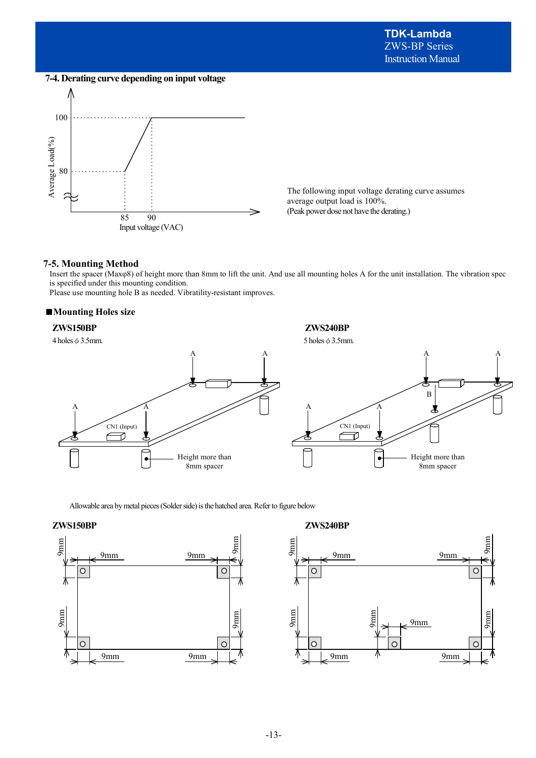## 7-4. Derating curve depending on input voltage

The following input voltage derating curve assumes average output load is 100%.
(Peak power dose not have the derating.)

## 7-5. Mounting Method

Insert the spacer (Maxφ8) of height more than 8mm to lift the unit. And use all mounting holes A for the unit installation. The vibration spec is specified under this mounting condition.
Please use mounting hole B as needed. Vibratility-resistant improves.

### ■Mounting Holes size

**ZWS150BP**

4 holes φ 3.5mm.

**ZWS240BP**

5 holes φ 3.5mm.

Allowable area by metal pieces (Solder side) is the hatched area. Refer to figure below

**ZWS150BP**

**ZWS240BP**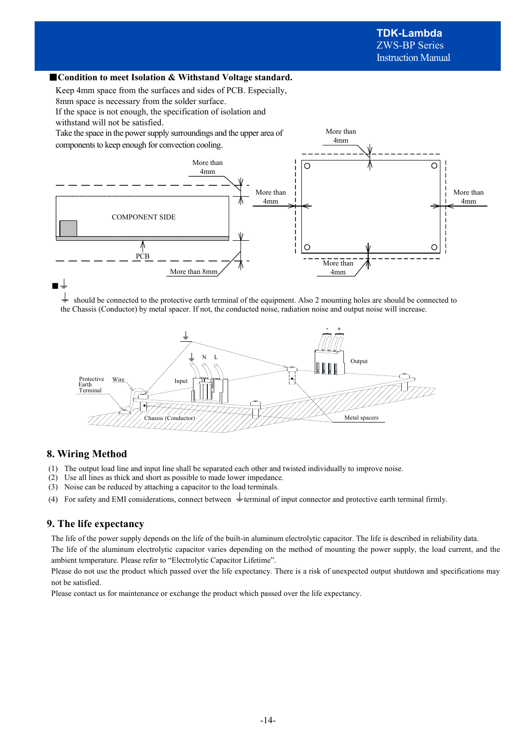■**Condition to meet Isolation & Withstand Voltage standard.**

Keep 4mm space from the surfaces and sides of PCB. Especially, 8mm space is necessary from the solder surface.
If the space is not enough, the specification of isolation and withstand will not be satisfied.
Take the space in the power supply surroundings and the upper area of components to keep enough for convection cooling.

■⏚

⏚ should be connected to the protective earth terminal of the equipment. Also 2 mounting holes are should be connected to the Chassis (Conductor) by metal spacer. If not, the conducted noise, radiation noise and output noise will increase.

## 8. Wiring Method

(1) The output load line and input line shall be separated each other and twisted individually to improve noise.
(2) Use all lines as thick and short as possible to made lower impedance.
(3) Noise can be reduced by attaching a capacitor to the load terminals.
(4) For safety and EMI considerations, connect between ⏚terminal of input connector and protective earth terminal firmly.

## 9. The life expectancy

The life of the power supply depends on the life of the built-in aluminum electrolytic capacitor. The life is described in reliability data.
The life of the aluminum electrolytic capacitor varies depending on the method of mounting the power supply, the load current, and the ambient temperature. Please refer to "Electrolytic Capacitor Lifetime".
Please do not use the product which passed over the life expectancy. There is a risk of unexpected output shutdown and specifications may not be satisfied.
Please contact us for maintenance or exchange the product which passed over the life expectancy.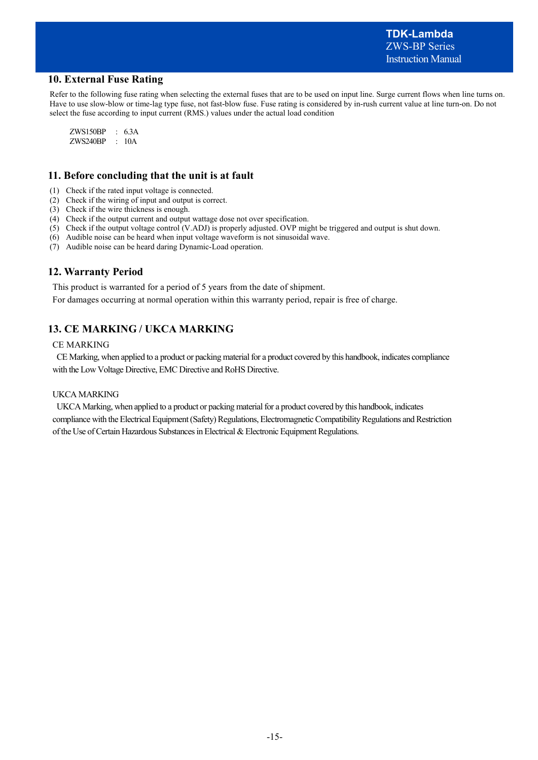## 10. External Fuse Rating

Refer to the following fuse rating when selecting the external fuses that are to be used on input line. Surge current flows when line turns on. Have to use slow-blow or time-lag type fuse, not fast-blow fuse. Fuse rating is considered by in-rush current value at line turn-on. Do not select the fuse according to input current (RMS.) values under the actual load condition

ZWS150BP : 6.3A
ZWS240BP : 10A

## 11. Before concluding that the unit is at fault

(1) Check if the rated input voltage is connected.
(2) Check if the wiring of input and output is correct.
(3) Check if the wire thickness is enough.
(4) Check if the output current and output wattage dose not over specification.
(5) Check if the output voltage control (V.ADJ) is properly adjusted. OVP might be triggered and output is shut down.
(6) Audible noise can be heard when input voltage waveform is not sinusoidal wave.
(7) Audible noise can be heard daring Dynamic-Load operation.

## 12. Warranty Period

This product is warranted for a period of 5 years from the date of shipment.
For damages occurring at normal operation within this warranty period, repair is free of charge.

## 13. CE MARKING / UKCA MARKING

CE MARKING

CE Marking, when applied to a product or packing material for a product covered by this handbook, indicates compliance with the Low Voltage Directive, EMC Directive and RoHS Directive.

UKCA MARKING

UKCA Marking, when applied to a product or packing material for a product covered by this handbook, indicates compliance with the Electrical Equipment (Safety) Regulations, Electromagnetic Compatibility Regulations and Restriction of the Use of Certain Hazardous Substances in Electrical & Electronic Equipment Regulations.